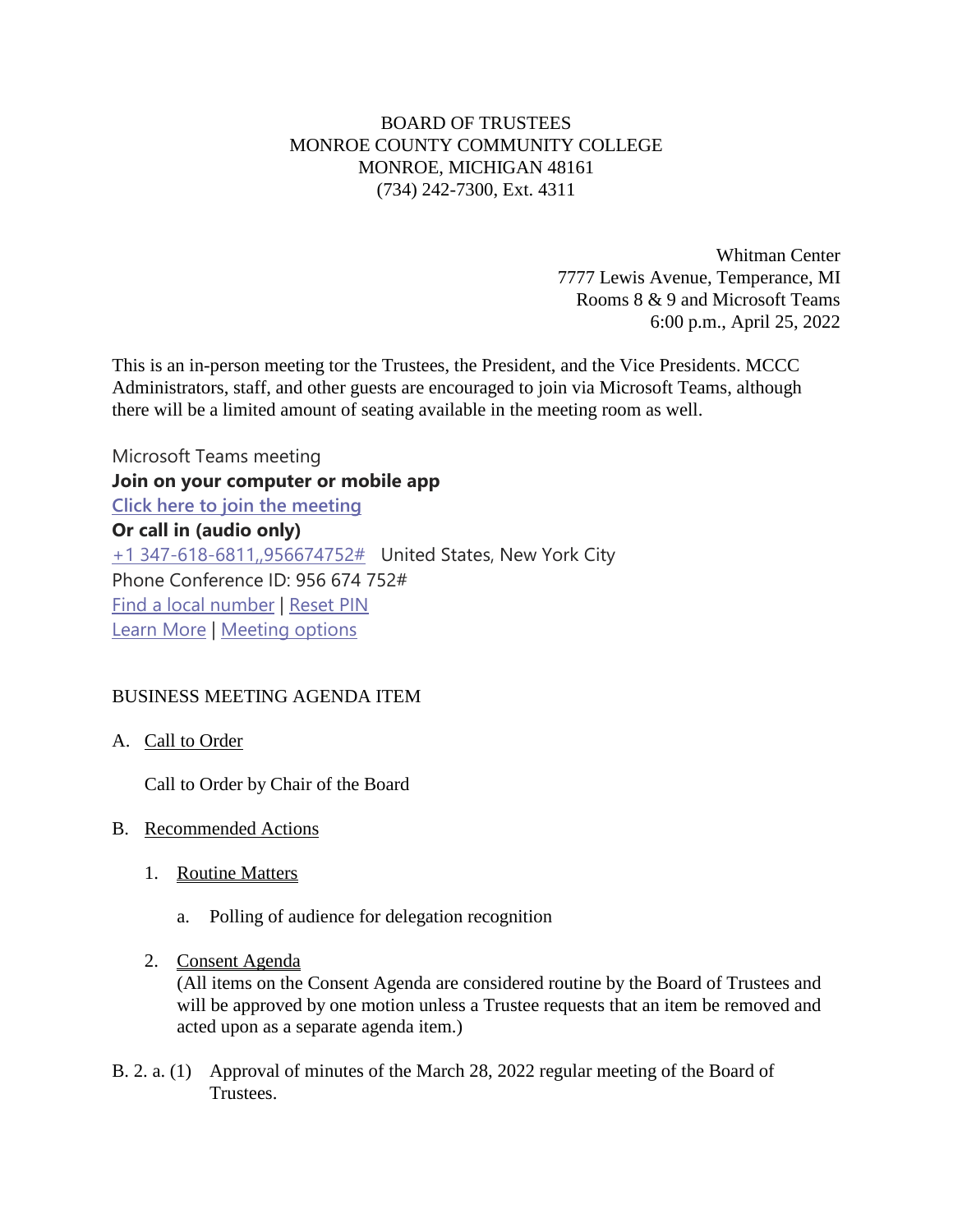BOARD OF TRUSTEES
MONROE COUNTY COMMUNITY COLLEGE
MONROE, MICHIGAN 48161
(734) 242-7300, Ext. 4311

Whitman Center
7777 Lewis Avenue, Temperance, MI
Rooms 8 & 9 and Microsoft Teams
6:00 p.m., April 25, 2022

This is an in-person meeting tor the Trustees, the President, and the Vice Presidents. MCCC Administrators, staff, and other guests are encouraged to join via Microsoft Teams, although there will be a limited amount of seating available in the meeting room as well.

Microsoft Teams meeting
**Join on your computer or mobile app**
**Click here to join the meeting**
**Or call in (audio only)**
+1 347-618-6811,,956674752# United States, New York City
Phone Conference ID: 956 674 752#
Find a local number | Reset PIN
Learn More | Meeting options

BUSINESS MEETING AGENDA ITEM

A. Call to Order

Call to Order by Chair of the Board

B. Recommended Actions

1. Routine Matters

   a. Polling of audience for delegation recognition

2. Consent Agenda
   (All items on the Consent Agenda are considered routine by the Board of Trustees and will be approved by one motion unless a Trustee requests that an item be removed and acted upon as a separate agenda item.)

B. 2. a. (1) Approval of minutes of the March 28, 2022 regular meeting of the Board of Trustees.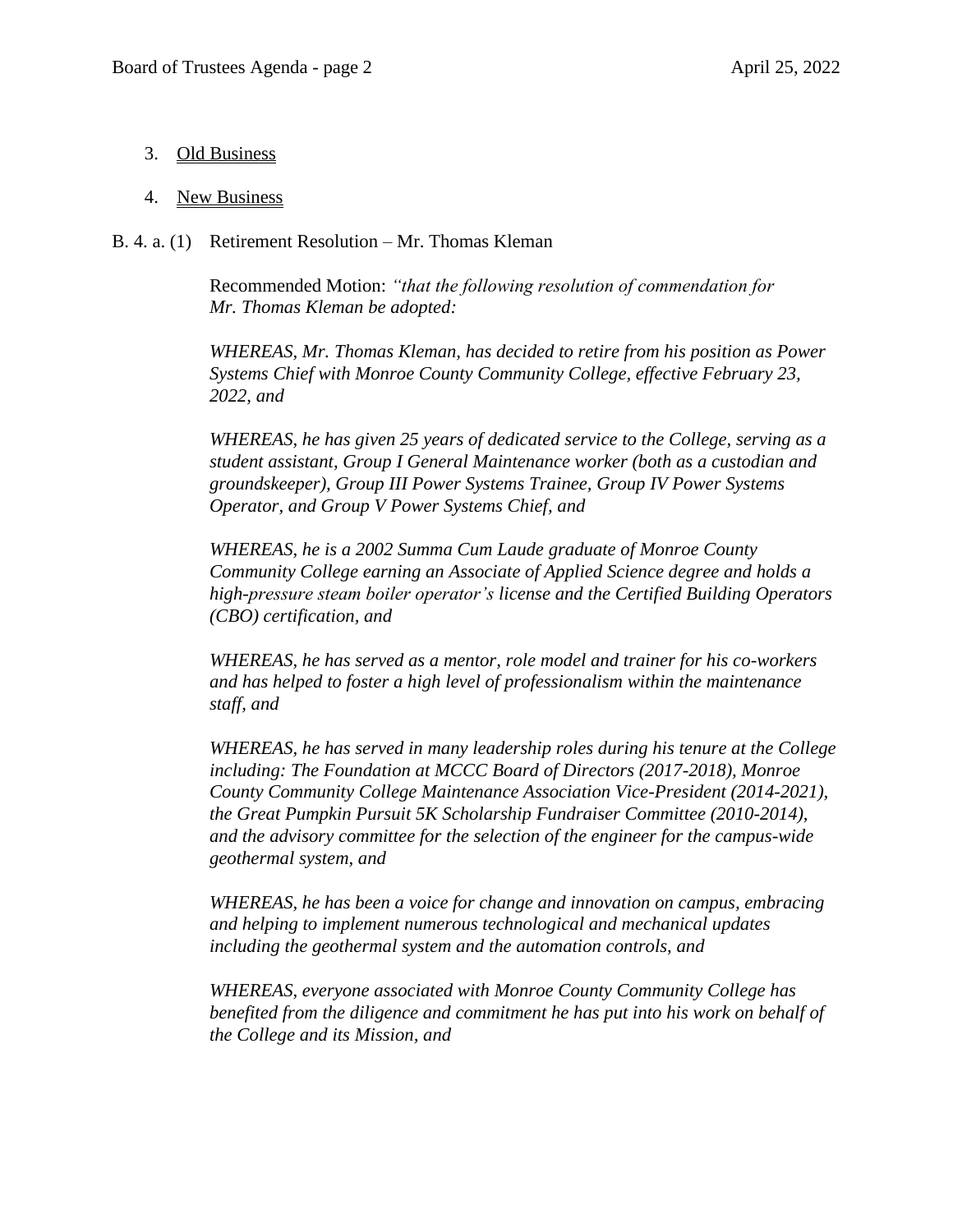3. <u>Old Business</u>

4. <u>New Business</u>

B. 4. a. (1) Retirement Resolution – Mr. Thomas Kleman

Recommended Motion: *"that the following resolution of commendation for Mr. Thomas Kleman be adopted:*

*WHEREAS, Mr. Thomas Kleman, has decided to retire from his position as Power Systems Chief with Monroe County Community College, effective February 23, 2022, and*

*WHEREAS, he has given 25 years of dedicated service to the College, serving as a student assistant, Group I General Maintenance worker (both as a custodian and groundskeeper), Group III Power Systems Trainee, Group IV Power Systems Operator, and Group V Power Systems Chief, and*

*WHEREAS, he is a 2002 Summa Cum Laude graduate of Monroe County Community College earning an Associate of Applied Science degree and holds a high-pressure steam boiler operator's license and the Certified Building Operators (CBO) certification, and*

*WHEREAS, he has served as a mentor, role model and trainer for his co-workers and has helped to foster a high level of professionalism within the maintenance staff, and*

*WHEREAS, he has served in many leadership roles during his tenure at the College including: The Foundation at MCCC Board of Directors (2017-2018), Monroe County Community College Maintenance Association Vice-President (2014-2021), the Great Pumpkin Pursuit 5K Scholarship Fundraiser Committee (2010-2014), and the advisory committee for the selection of the engineer for the campus-wide geothermal system, and*

*WHEREAS, he has been a voice for change and innovation on campus, embracing and helping to implement numerous technological and mechanical updates including the geothermal system and the automation controls, and*

*WHEREAS, everyone associated with Monroe County Community College has benefited from the diligence and commitment he has put into his work on behalf of the College and its Mission, and*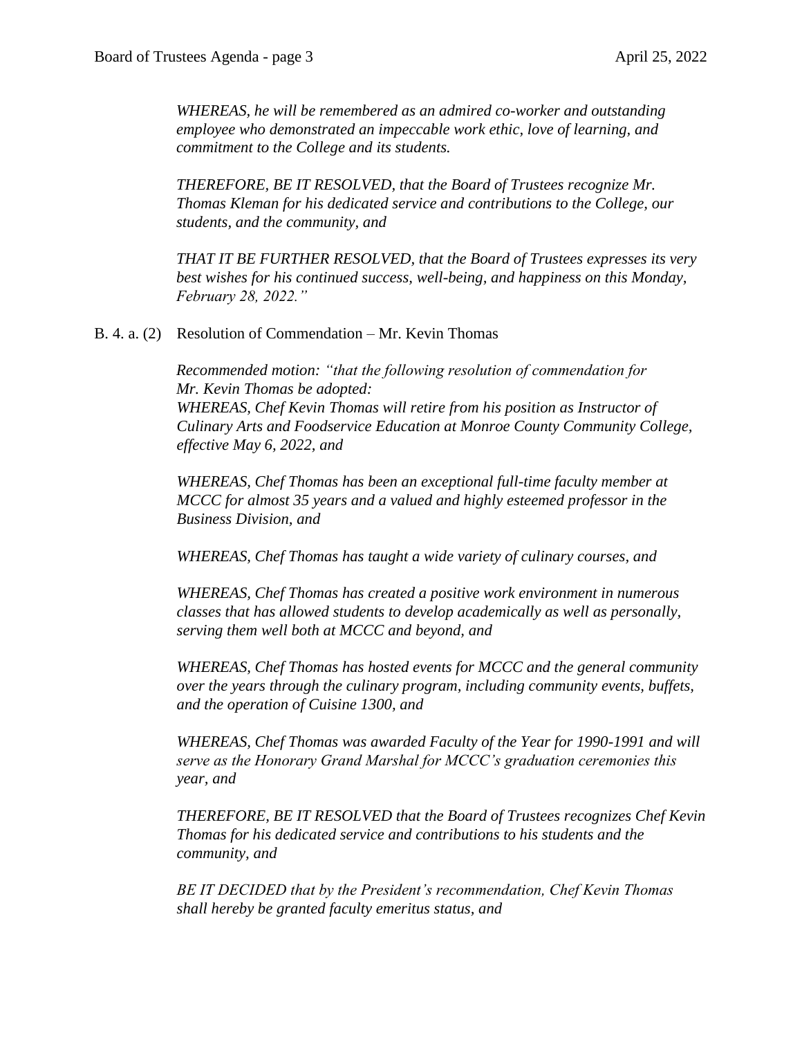*WHEREAS, he will be remembered as an admired co-worker and outstanding employee who demonstrated an impeccable work ethic, love of learning, and commitment to the College and its students.*

*THEREFORE, BE IT RESOLVED, that the Board of Trustees recognize Mr. Thomas Kleman for his dedicated service and contributions to the College, our students, and the community, and*

*THAT IT BE FURTHER RESOLVED, that the Board of Trustees expresses its very best wishes for his continued success, well-being, and happiness on this Monday, February 28, 2022."*

B. 4. a. (2) Resolution of Commendation – Mr. Kevin Thomas

*Recommended motion: "that the following resolution of commendation for Mr. Kevin Thomas be adopted:*
*WHEREAS, Chef Kevin Thomas will retire from his position as Instructor of Culinary Arts and Foodservice Education at Monroe County Community College, effective May 6, 2022, and*

*WHEREAS, Chef Thomas has been an exceptional full-time faculty member at MCCC for almost 35 years and a valued and highly esteemed professor in the Business Division, and*

*WHEREAS, Chef Thomas has taught a wide variety of culinary courses, and*

*WHEREAS, Chef Thomas has created a positive work environment in numerous classes that has allowed students to develop academically as well as personally, serving them well both at MCCC and beyond, and*

*WHEREAS, Chef Thomas has hosted events for MCCC and the general community over the years through the culinary program, including community events, buffets, and the operation of Cuisine 1300, and*

*WHEREAS, Chef Thomas was awarded Faculty of the Year for 1990-1991 and will serve as the Honorary Grand Marshal for MCCC's graduation ceremonies this year, and*

*THEREFORE, BE IT RESOLVED that the Board of Trustees recognizes Chef Kevin Thomas for his dedicated service and contributions to his students and the community, and*

*BE IT DECIDED that by the President's recommendation, Chef Kevin Thomas shall hereby be granted faculty emeritus status, and*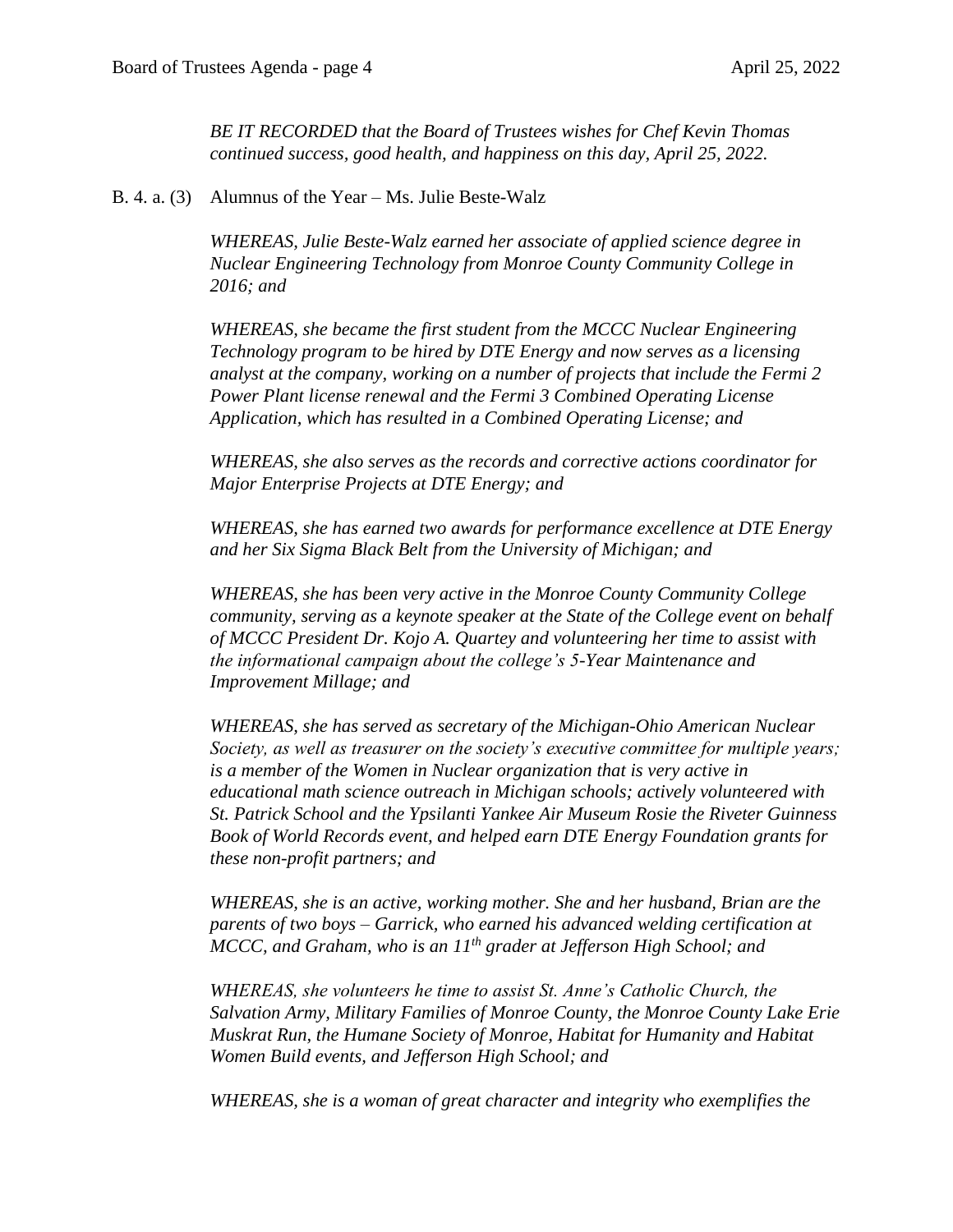*BE IT RECORDED that the Board of Trustees wishes for Chef Kevin Thomas continued success, good health, and happiness on this day, April 25, 2022.*

B. 4. a. (3) Alumnus of the Year – Ms. Julie Beste-Walz

*WHEREAS, Julie Beste-Walz earned her associate of applied science degree in Nuclear Engineering Technology from Monroe County Community College in 2016; and*

*WHEREAS, she became the first student from the MCCC Nuclear Engineering Technology program to be hired by DTE Energy and now serves as a licensing analyst at the company, working on a number of projects that include the Fermi 2 Power Plant license renewal and the Fermi 3 Combined Operating License Application, which has resulted in a Combined Operating License; and*

*WHEREAS, she also serves as the records and corrective actions coordinator for Major Enterprise Projects at DTE Energy; and*

*WHEREAS, she has earned two awards for performance excellence at DTE Energy and her Six Sigma Black Belt from the University of Michigan; and*

*WHEREAS, she has been very active in the Monroe County Community College community, serving as a keynote speaker at the State of the College event on behalf of MCCC President Dr. Kojo A. Quartey and volunteering her time to assist with the informational campaign about the college's 5-Year Maintenance and Improvement Millage; and*

*WHEREAS, she has served as secretary of the Michigan-Ohio American Nuclear Society, as well as treasurer on the society's executive committee for multiple years; is a member of the Women in Nuclear organization that is very active in educational math science outreach in Michigan schools; actively volunteered with St. Patrick School and the Ypsilanti Yankee Air Museum Rosie the Riveter Guinness Book of World Records event, and helped earn DTE Energy Foundation grants for these non-profit partners; and*

*WHEREAS, she is an active, working mother. She and her husband, Brian are the parents of two boys – Garrick, who earned his advanced welding certification at MCCC, and Graham, who is an 11th grader at Jefferson High School; and*

*WHEREAS, she volunteers he time to assist St. Anne's Catholic Church, the Salvation Army, Military Families of Monroe County, the Monroe County Lake Erie Muskrat Run, the Humane Society of Monroe, Habitat for Humanity and Habitat Women Build events, and Jefferson High School; and*

*WHEREAS, she is a woman of great character and integrity who exemplifies the*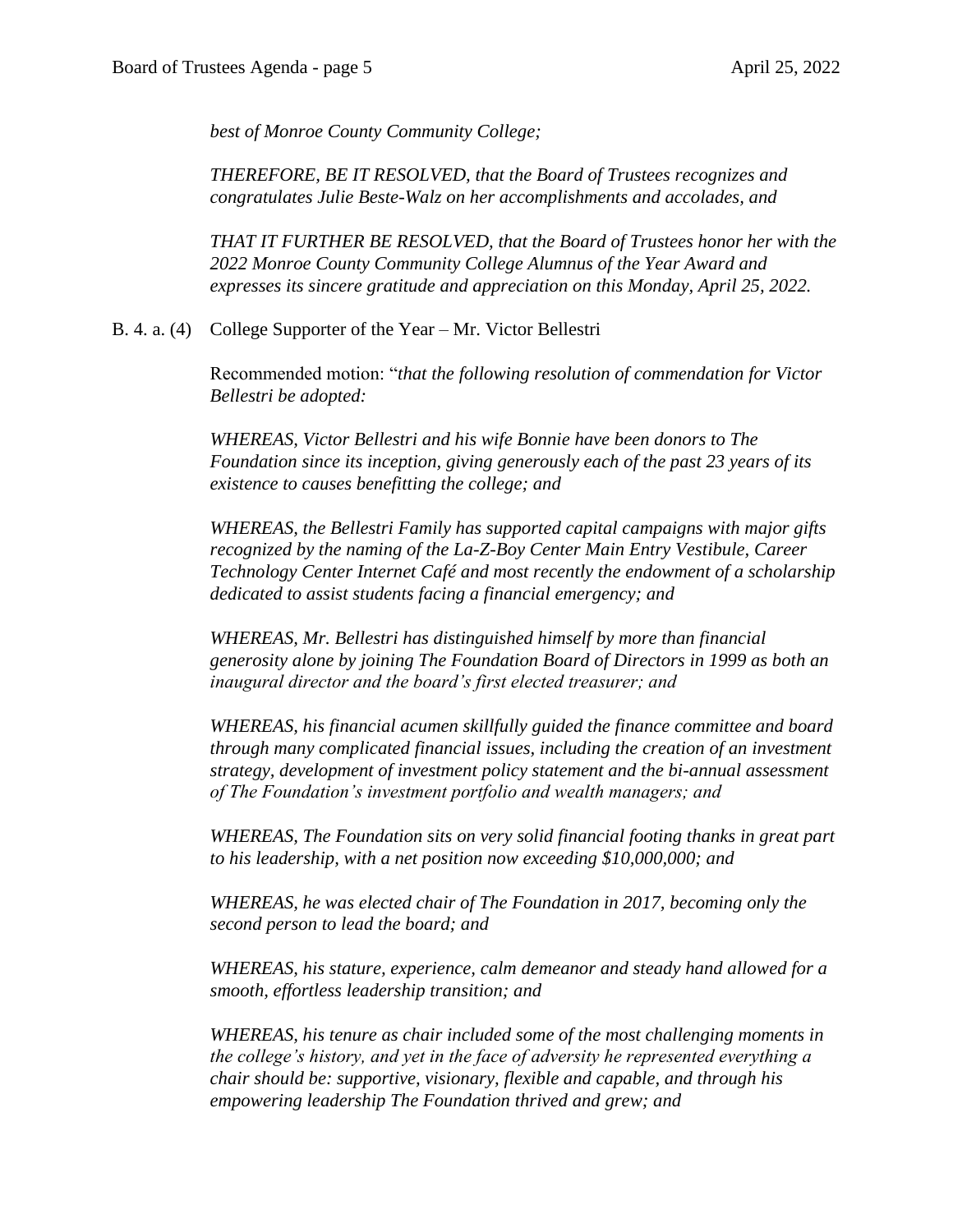*best of Monroe County Community College;*

*THEREFORE, BE IT RESOLVED, that the Board of Trustees recognizes and congratulates Julie Beste-Walz on her accomplishments and accolades, and*

*THAT IT FURTHER BE RESOLVED, that the Board of Trustees honor her with the 2022 Monroe County Community College Alumnus of the Year Award and expresses its sincere gratitude and appreciation on this Monday, April 25, 2022.*

B. 4. a. (4) College Supporter of the Year – Mr. Victor Bellestri

Recommended motion: "*that the following resolution of commendation for Victor Bellestri be adopted:*

*WHEREAS, Victor Bellestri and his wife Bonnie have been donors to The Foundation since its inception, giving generously each of the past 23 years of its existence to causes benefitting the college; and*

*WHEREAS, the Bellestri Family has supported capital campaigns with major gifts recognized by the naming of the La-Z-Boy Center Main Entry Vestibule, Career Technology Center Internet Café and most recently the endowment of a scholarship dedicated to assist students facing a financial emergency; and*

*WHEREAS, Mr. Bellestri has distinguished himself by more than financial generosity alone by joining The Foundation Board of Directors in 1999 as both an inaugural director and the board's first elected treasurer; and*

*WHEREAS, his financial acumen skillfully guided the finance committee and board through many complicated financial issues, including the creation of an investment strategy, development of investment policy statement and the bi-annual assessment of The Foundation's investment portfolio and wealth managers; and*

*WHEREAS, The Foundation sits on very solid financial footing thanks in great part to his leadership, with a net position now exceeding $10,000,000; and*

*WHEREAS, he was elected chair of The Foundation in 2017, becoming only the second person to lead the board; and*

*WHEREAS, his stature, experience, calm demeanor and steady hand allowed for a smooth, effortless leadership transition; and*

*WHEREAS, his tenure as chair included some of the most challenging moments in the college's history, and yet in the face of adversity he represented everything a chair should be: supportive, visionary, flexible and capable, and through his empowering leadership The Foundation thrived and grew; and*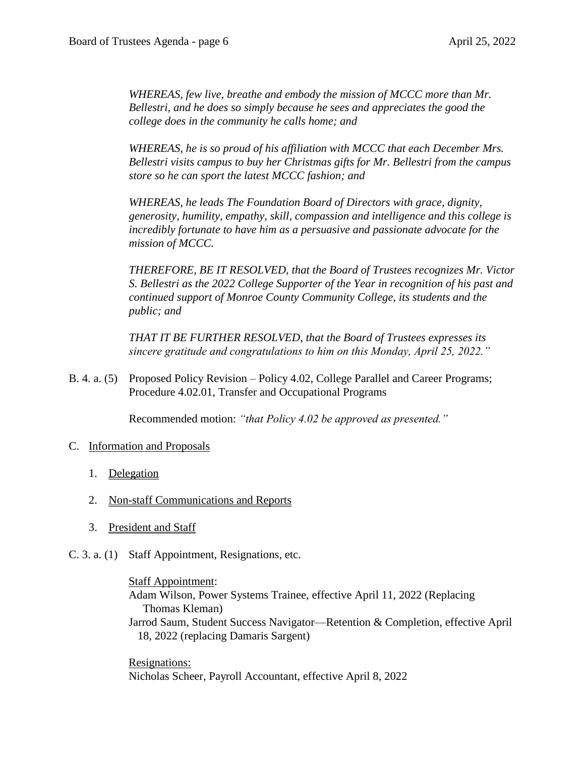*WHEREAS, few live, breathe and embody the mission of MCCC more than Mr. Bellestri, and he does so simply because he sees and appreciates the good the college does in the community he calls home; and*

*WHEREAS, he is so proud of his affiliation with MCCC that each December Mrs. Bellestri visits campus to buy her Christmas gifts for Mr. Bellestri from the campus store so he can sport the latest MCCC fashion; and*

*WHEREAS, he leads The Foundation Board of Directors with grace, dignity, generosity, humility, empathy, skill, compassion and intelligence and this college is incredibly fortunate to have him as a persuasive and passionate advocate for the mission of MCCC.*

*THEREFORE, BE IT RESOLVED, that the Board of Trustees recognizes Mr. Victor S. Bellestri as the 2022 College Supporter of the Year in recognition of his past and continued support of Monroe County Community College, its students and the public; and*

*THAT IT BE FURTHER RESOLVED, that the Board of Trustees expresses its sincere gratitude and congratulations to him on this Monday, April 25, 2022."*

B. 4. a. (5) Proposed Policy Revision – Policy 4.02, College Parallel and Career Programs; Procedure 4.02.01, Transfer and Occupational Programs

Recommended motion: *"that Policy 4.02 be approved as presented."*

C. Information and Proposals

1. Delegation

2. Non-staff Communications and Reports

3. President and Staff

C. 3. a. (1) Staff Appointment, Resignations, etc.

Staff Appointment:
Adam Wilson, Power Systems Trainee, effective April 11, 2022 (Replacing Thomas Kleman)
Jarrod Saum, Student Success Navigator—Retention & Completion, effective April 18, 2022 (replacing Damaris Sargent)

Resignations:
Nicholas Scheer, Payroll Accountant, effective April 8, 2022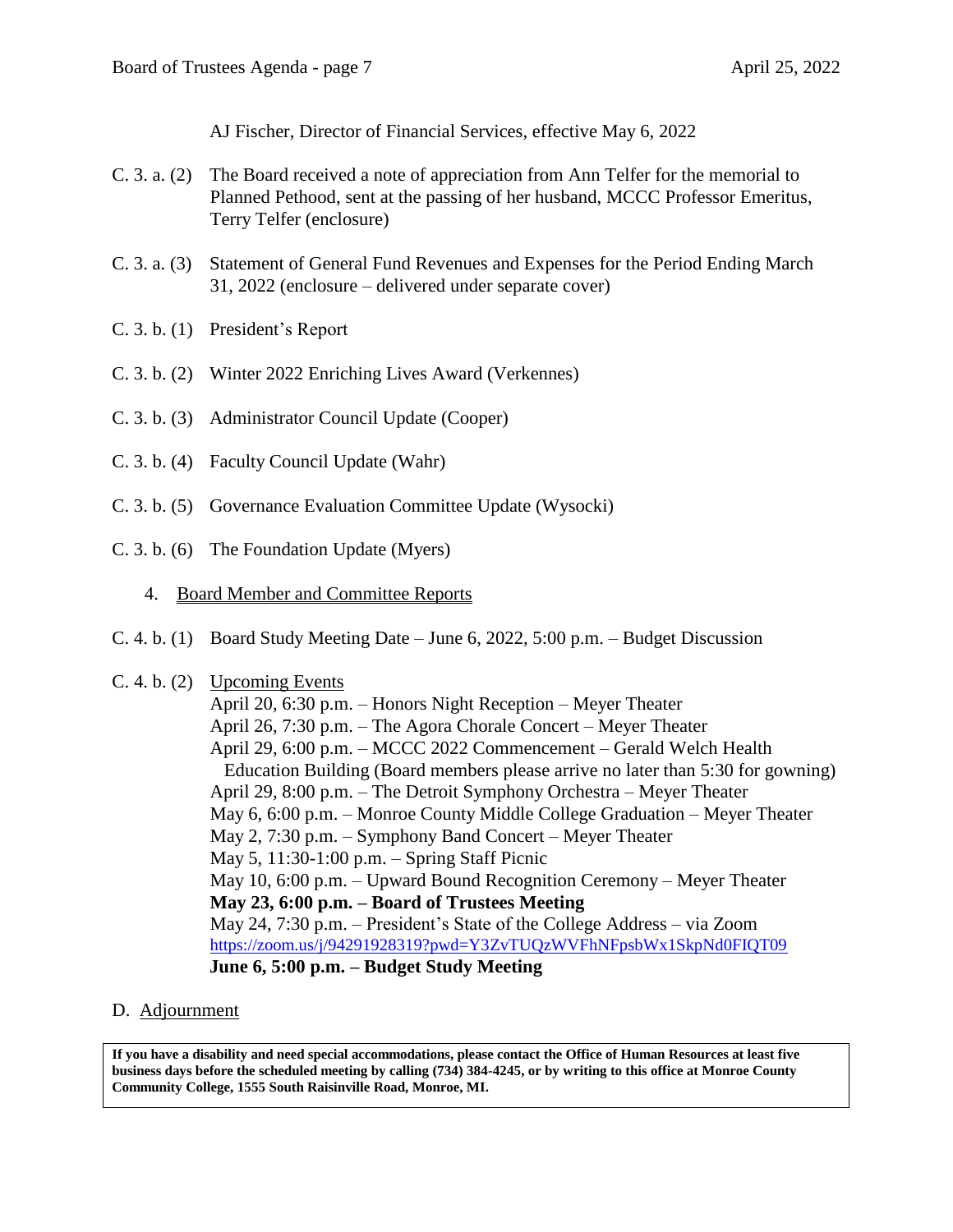AJ Fischer, Director of Financial Services, effective May 6, 2022

C. 3. a. (2) The Board received a note of appreciation from Ann Telfer for the memorial to Planned Pethood, sent at the passing of her husband, MCCC Professor Emeritus, Terry Telfer (enclosure)

C. 3. a. (3) Statement of General Fund Revenues and Expenses for the Period Ending March 31, 2022 (enclosure – delivered under separate cover)

C. 3. b. (1) President's Report

C. 3. b. (2) Winter 2022 Enriching Lives Award (Verkennes)

C. 3. b. (3) Administrator Council Update (Cooper)

C. 3. b. (4) Faculty Council Update (Wahr)

C. 3. b. (5) Governance Evaluation Committee Update (Wysocki)

C. 3. b. (6) The Foundation Update (Myers)

4. Board Member and Committee Reports

C. 4. b. (1) Board Study Meeting Date – June 6, 2022, 5:00 p.m. – Budget Discussion

C. 4. b. (2) Upcoming Events

April 20, 6:30 p.m. – Honors Night Reception – Meyer Theater
April 26, 7:30 p.m. – The Agora Chorale Concert – Meyer Theater
April 29, 6:00 p.m. – MCCC 2022 Commencement – Gerald Welch Health Education Building (Board members please arrive no later than 5:30 for gowning)
April 29, 8:00 p.m. – The Detroit Symphony Orchestra – Meyer Theater
May 6, 6:00 p.m. – Monroe County Middle College Graduation – Meyer Theater
May 2, 7:30 p.m. – Symphony Band Concert – Meyer Theater
May 5, 11:30-1:00 p.m. – Spring Staff Picnic
May 10, 6:00 p.m. – Upward Bound Recognition Ceremony – Meyer Theater
**May 23, 6:00 p.m. – Board of Trustees Meeting**
May 24, 7:30 p.m. – President's State of the College Address – via Zoom
https://zoom.us/j/94291928319?pwd=Y3ZvTUQzWVFhNFpsbWx1SkpNd0FIQT09
**June 6, 5:00 p.m. – Budget Study Meeting**

D. Adjournment

**If you have a disability and need special accommodations, please contact the Office of Human Resources at least five business days before the scheduled meeting by calling (734) 384-4245, or by writing to this office at Monroe County Community College, 1555 South Raisinville Road, Monroe, MI.**